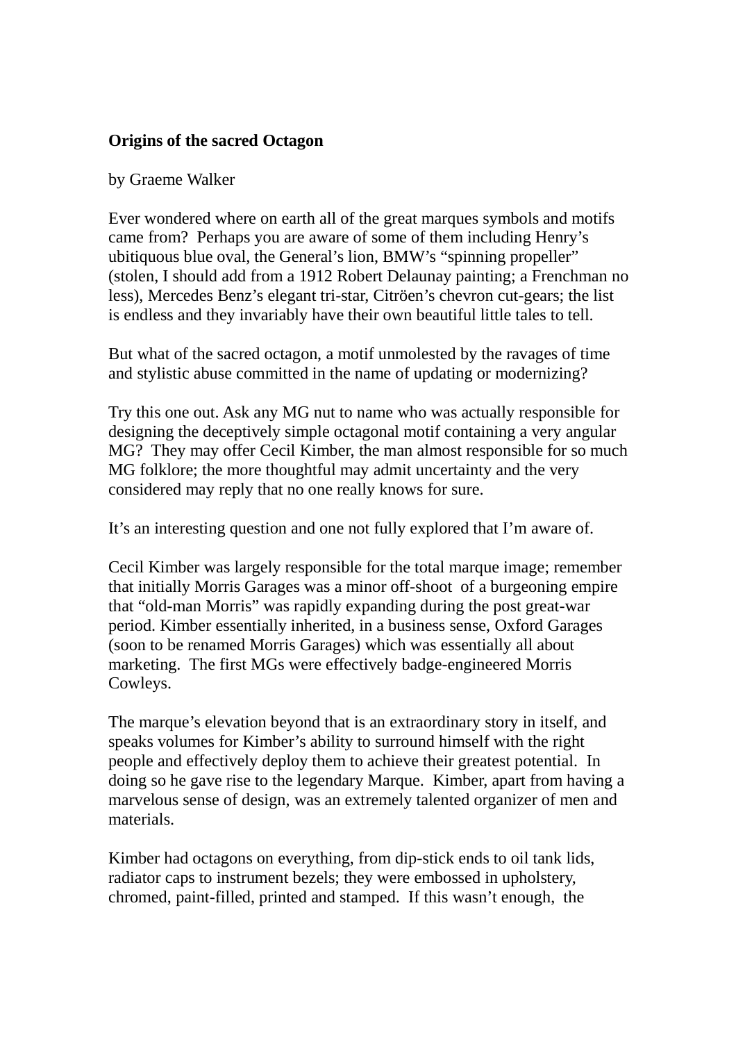**Origins of the sacred Octagon**

by Graeme Walker

Ever wondered where on earth all of the great marques symbols and motifs came from? Perhaps you are aware of some of them including Henry's ubitiquous blue oval, the General's lion, BMW's "spinning propeller" (stolen, I should add from a 1912 Robert Delaunay painting; a Frenchman no less), Mercedes Benz's elegant tri-star, Citröen's chevron cut-gears; the list is endless and they invariably have their own beautiful little tales to tell.

But what of the sacred octagon, a motif unmolested by the ravages of time and stylistic abuse committed in the name of updating or modernizing?

Try this one out. Ask any MG nut to name who was actually responsible for designing the deceptively simple octagonal motif containing a very angular MG? They may offer Cecil Kimber, the man almost responsible for so much MG folklore; the more thoughtful may admit uncertainty and the very considered may reply that no one really knows for sure.

It's an interesting question and one not fully explored that I'm aware of.

Cecil Kimber was largely responsible for the total marque image; remember that initially Morris Garages was a minor off-shoot of a burgeoning empire that "old-man Morris" was rapidly expanding during the post great-war period. Kimber essentially inherited, in a business sense, Oxford Garages (soon to be renamed Morris Garages) which was essentially all about marketing. The first MGs were effectively badge-engineered Morris Cowleys.

The marque's elevation beyond that is an extraordinary story in itself, and speaks volumes for Kimber's ability to surround himself with the right people and effectively deploy them to achieve their greatest potential. In doing so he gave rise to the legendary Marque. Kimber, apart from having a marvelous sense of design, was an extremely talented organizer of men and materials.

Kimber had octagons on everything, from dip-stick ends to oil tank lids, radiator caps to instrument bezels; they were embossed in upholstery, chromed, paint-filled, printed and stamped. If this wasn't enough, the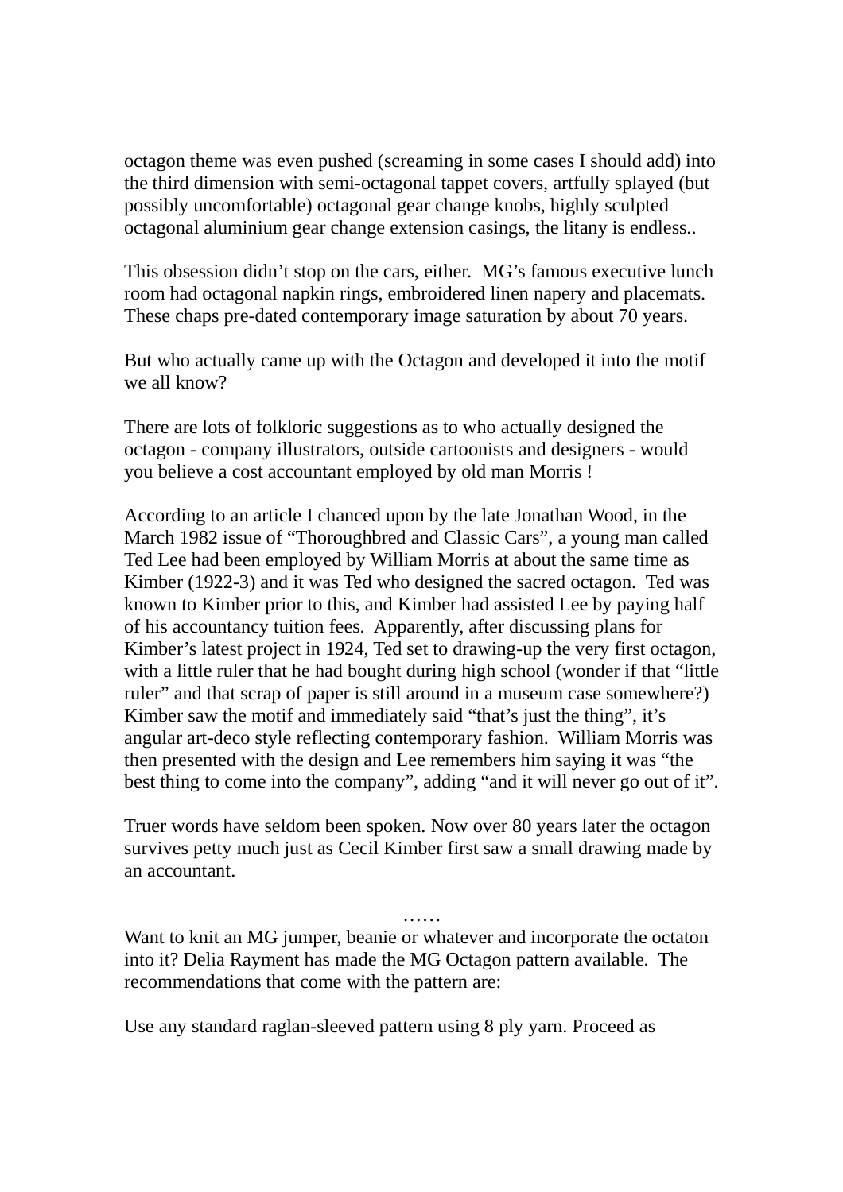octagon theme was even pushed (screaming in some cases I should add) into the third dimension with semi-octagonal tappet covers, artfully splayed (but possibly uncomfortable) octagonal gear change knobs, highly sculpted octagonal aluminium gear change extension casings, the litany is endless..

This obsession didn't stop on the cars, either. MG's famous executive lunch room had octagonal napkin rings, embroidered linen napery and placemats. These chaps pre-dated contemporary image saturation by about 70 years.

But who actually came up with the Octagon and developed it into the motif we all know?

There are lots of folkloric suggestions as to who actually designed the octagon - company illustrators, outside cartoonists and designers - would you believe a cost accountant employed by old man Morris !

According to an article I chanced upon by the late Jonathan Wood, in the March 1982 issue of "Thoroughbred and Classic Cars", a young man called Ted Lee had been employed by William Morris at about the same time as Kimber (1922-3) and it was Ted who designed the sacred octagon. Ted was known to Kimber prior to this, and Kimber had assisted Lee by paying half of his accountancy tuition fees. Apparently, after discussing plans for Kimber's latest project in 1924, Ted set to drawing-up the very first octagon, with a little ruler that he had bought during high school (wonder if that "little ruler" and that scrap of paper is still around in a museum case somewhere?) Kimber saw the motif and immediately said "that's just the thing", it's angular art-deco style reflecting contemporary fashion. William Morris was then presented with the design and Lee remembers him saying it was "the best thing to come into the company", adding "and it will never go out of it".

Truer words have seldom been spoken. Now over 80 years later the octagon survives petty much just as Cecil Kimber first saw a small drawing made by an accountant.

……

Want to knit an MG jumper, beanie or whatever and incorporate the octaton into it? Delia Rayment has made the MG Octagon pattern available. The recommendations that come with the pattern are:

Use any standard raglan-sleeved pattern using 8 ply yarn. Proceed as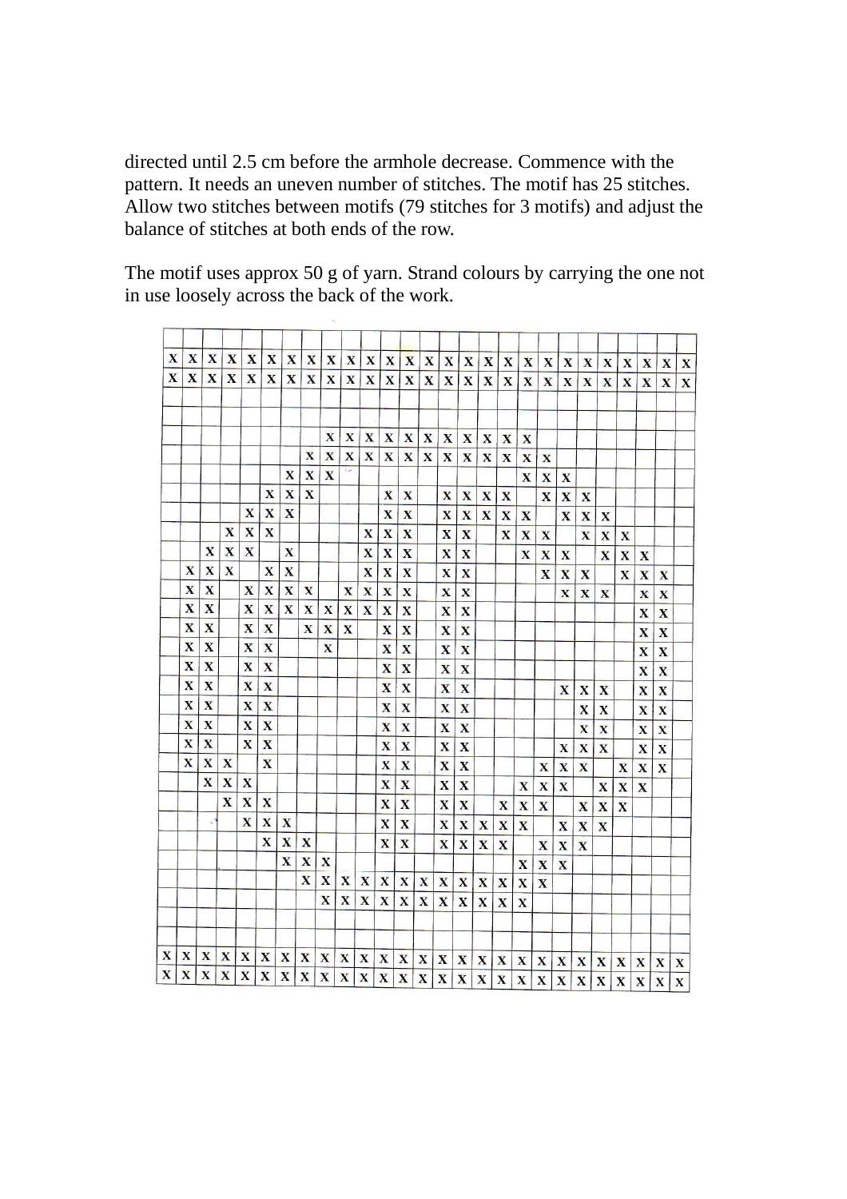directed until 2.5 cm before the armhole decrease. Commence with the pattern. It needs an uneven number of stitches. The motif has 25 stitches. Allow two stitches between motifs (79 stitches for 3 motifs) and adjust the balance of stitches at both ends of the row.

The motif uses approx 50 g of yarn. Strand colours by carrying the one not in use loosely across the back of the work.

| | | | | | | | | | | | | | | | | | | | | | | | | | | |
|---|---|---|---|---|---|---|---|---|---|---|---|---|---|---|---|---|---|---|---|---|---|---|---|---|---|---|
| x | x | x | x | x | x | x | x | x | x | x | x | x | x | x | x | x | x | x | x | x | x | x | x | x | x | x |
| x | x | x | x | x | x | x | x | x | x | x | x | x | x | x | x | x | x | x | x | x | x | x | x | x | x | x |
| | | | | | | | | | | | | | | | | | | | | | | | | | | |
| | | | | | | | | | | | | | | | | | | | | | | | | | | |
| | | | | | | | | x | x | x | x | x | x | x | x | x | x | x | | | | | | | | |
| | | | | | | | x | x | x | x | x | x | x | x | x | x | x | x | x | | | | | | | |
| | | | | | | x | x | x | | | | | | | | | | x | x | x | | | | | | |
| | | | | | x | x | x | | | | x | x | | x | x | x | x | | x | x | x | | | | | |
| | | | | x | x | x | | | | | x | x | | x | x | x | x | x | | x | x | x | | | | |
| | | | x | x | x | | | | | x | x | x | | x | x | | x | x | x | | x | x | x | | | |
| | | x | x | x | | x | | | | x | x | x | | x | x | | | x | x | x | | x | x | x | | |
| | x | x | x | | x | x | | | | x | x | x | | x | x | | | | x | x | x | | x | x | x | |
| | x | x | | x | x | x | x | | x | x | x | x | | x | x | | | | | x | x | x | | x | x | |
| | x | x | | x | x | x | x | x | x | x | x | x | | x | x | | | | | | | | | x | x | |
| | x | x | | x | x | | x | x | x | | x | x | | x | x | | | | | | | | | x | x | |
| | x | x | | x | x | | | x | | | x | x | | x | x | | | | | | | | | x | x | |
| | x | x | | x | x | | | | | | x | x | | x | x | | | | | | | | | x | x | |
| | x | x | | x | x | | | | | | x | x | | x | x | | | | | x | x | x | | x | x | |
| | x | x | | x | x | | | | | | x | x | | x | x | | | | | | x | x | | x | x | |
| | x | x | | x | x | | | | | | x | x | | x | x | | | | | | x | x | | x | x | |
| | x | x | | x | x | | | | | | x | x | | x | x | | | | | x | x | x | | x | x | |
| | x | x | x | | x | | | | | | x | x | | x | x | | | | x | x | x | | x | x | x | |
| | | x | x | x | | | | | | | x | x | | x | x | | | x | x | x | | x | x | x | | |
| | | | x | x | x | | | | | | x | x | | x | x | | x | x | x | | x | x | x | | | |
| | | | | x | x | x | | | | | x | x | | x | x | x | x | x | | x | x | x | | | | |
| | | | | | x | x | x | | | | x | x | | x | x | x | x | | x | x | x | | | | | |
| | | | | | | x | x | x | | | | | | | | | | x | x | x | | | | | | |
| | | | | | | | x | x | x | x | x | x | x | x | x | x | x | x | x | | | | | | | |
| | | | | | | | | x | x | x | x | x | x | x | x | x | x | x | | | | | | | | |
| | | | | | | | | | | | | | | | | | | | | | | | | | | |
| | | | | | | | | | | | | | | | | | | | | | | | | | | |
| x | x | x | x | x | x | x | x | x | x | x | x | x | x | x | x | x | x | x | x | x | x | x | x | x | x | x |
| x | x | x | x | x | x | x | x | x | x | x | x | x | x | x | x | x | x | x | x | x | x | x | x | x | x | x |